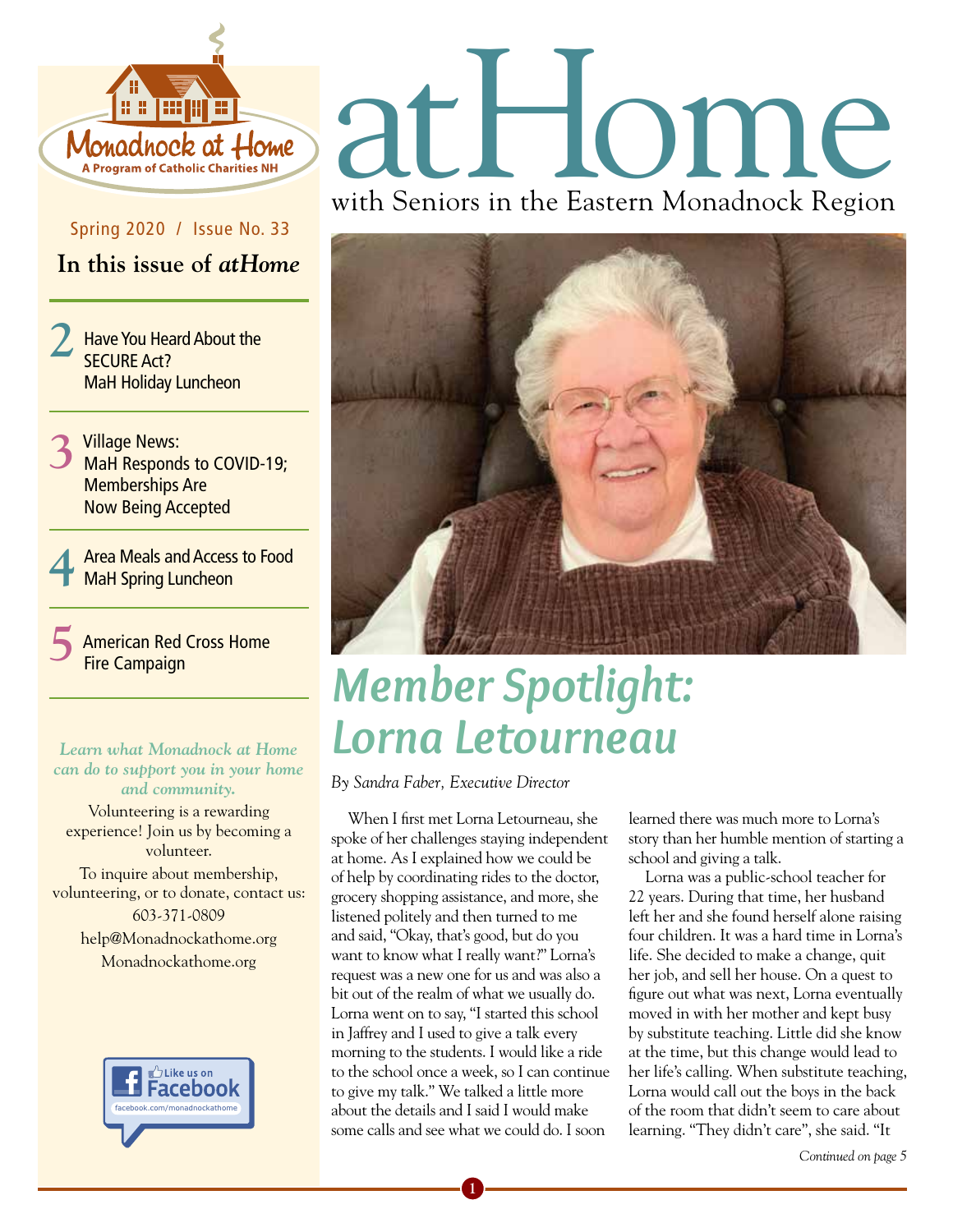Monadnock at Home
A Program of Catholic Charities NH

# atHome

with Seniors in the Eastern Monadnock Region

Spring 2020 / Issue No. 33

## In this issue of *atHome*

**2** Have You Heard About the SECURE Act?
MaH Holiday Luncheon

**3** Village News:
MaH Responds to COVID-19;
Memberships Are Now Being Accepted

**4** Area Meals and Access to Food
MaH Spring Luncheon

**5** American Red Cross Home Fire Campaign

*Learn what Monadnock at Home can do to support you in your home and community.*

Volunteering is a rewarding experience! Join us by becoming a volunteer.

To inquire about membership, volunteering, or to donate, contact us:
603-371-0809
help@Monadnockathome.org
Monadnockathome.org

Like us on Facebook
facebook.com/monadnockathome

# *Member Spotlight: Lorna Letourneau*

*By Sandra Faber, Executive Director*

When I first met Lorna Letourneau, she spoke of her challenges staying independent at home. As I explained how we could be of help by coordinating rides to the doctor, grocery shopping assistance, and more, she listened politely and then turned to me and said, "Okay, that's good, but do you want to know what I really want?" Lorna's request was a new one for us and was also a bit out of the realm of what we usually do. Lorna went on to say, "I started this school in Jaffrey and I used to give a talk every morning to the students. I would like a ride to the school once a week, so I can continue to give my talk." We talked a little more about the details and I said I would make some calls and see what we could do. I soon learned there was much more to Lorna's story than her humble mention of starting a school and giving a talk.

Lorna was a public-school teacher for 22 years. During that time, her husband left her and she found herself alone raising four children. It was a hard time in Lorna's life. She decided to make a change, quit her job, and sell her house. On a quest to figure out what was next, Lorna eventually moved in with her mother and kept busy by substitute teaching. Little did she know at the time, but this change would lead to her life's calling. When substitute teaching, Lorna would call out the boys in the back of the room that didn't seem to care about learning. "They didn't care", she said. "It

*Continued on page 5*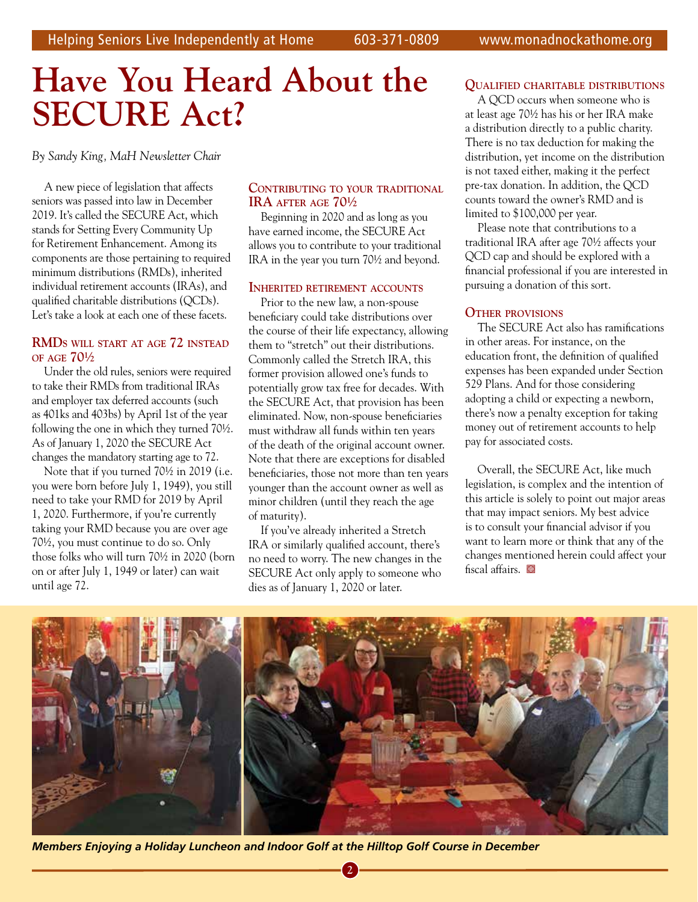# Have You Heard About the SECURE Act?

*By Sandy King, MaH Newsletter Chair*

A new piece of legislation that affects seniors was passed into law in December 2019. It's called the SECURE Act, which stands for Setting Every Community Up for Retirement Enhancement. Among its components are those pertaining to required minimum distributions (RMDs), inherited individual retirement accounts (IRAs), and qualified charitable distributions (QCDs). Let's take a look at each one of these facets.

### RMDs will start at age 72 instead of age 70½

Under the old rules, seniors were required to take their RMDs from traditional IRAs and employer tax deferred accounts (such as 401ks and 403bs) by April 1st of the year following the one in which they turned 70½. As of January 1, 2020 the SECURE Act changes the mandatory starting age to 72.

Note that if you turned 70½ in 2019 (i.e. you were born before July 1, 1949), you still need to take your RMD for 2019 by April 1, 2020. Furthermore, if you're currently taking your RMD because you are over age 70½, you must continue to do so. Only those folks who will turn 70½ in 2020 (born on or after July 1, 1949 or later) can wait until age 72.

### Contributing to your traditional IRA after age 70½

Beginning in 2020 and as long as you have earned income, the SECURE Act allows you to contribute to your traditional IRA in the year you turn 70½ and beyond.

### Inherited retirement accounts

Prior to the new law, a non-spouse beneficiary could take distributions over the course of their life expectancy, allowing them to "stretch" out their distributions. Commonly called the Stretch IRA, this former provision allowed one's funds to potentially grow tax free for decades. With the SECURE Act, that provision has been eliminated. Now, non-spouse beneficiaries must withdraw all funds within ten years of the death of the original account owner. Note that there are exceptions for disabled beneficiaries, those not more than ten years younger than the account owner as well as minor children (until they reach the age of maturity).

If you've already inherited a Stretch IRA or similarly qualified account, there's no need to worry. The new changes in the SECURE Act only apply to someone who dies as of January 1, 2020 or later.

### Qualified charitable distributions

A QCD occurs when someone who is at least age 70½ has his or her IRA make a distribution directly to a public charity. There is no tax deduction for making the distribution, yet income on the distribution is not taxed either, making it the perfect pre-tax donation. In addition, the QCD counts toward the owner's RMD and is limited to $100,000 per year.

Please note that contributions to a traditional IRA after age 70½ affects your QCD cap and should be explored with a financial professional if you are interested in pursuing a donation of this sort.

### Other provisions

The SECURE Act also has ramifications in other areas. For instance, on the education front, the definition of qualified expenses has been expanded under Section 529 Plans. And for those considering adopting a child or expecting a newborn, there's now a penalty exception for taking money out of retirement accounts to help pay for associated costs.

Overall, the SECURE Act, like much legislation, is complex and the intention of this article is solely to point out major areas that may impact seniors. My best advice is to consult your financial advisor if you want to learn more or think that any of the changes mentioned herein could affect your fiscal affairs.

***Members Enjoying a Holiday Luncheon and Indoor Golf at the Hilltop Golf Course in December***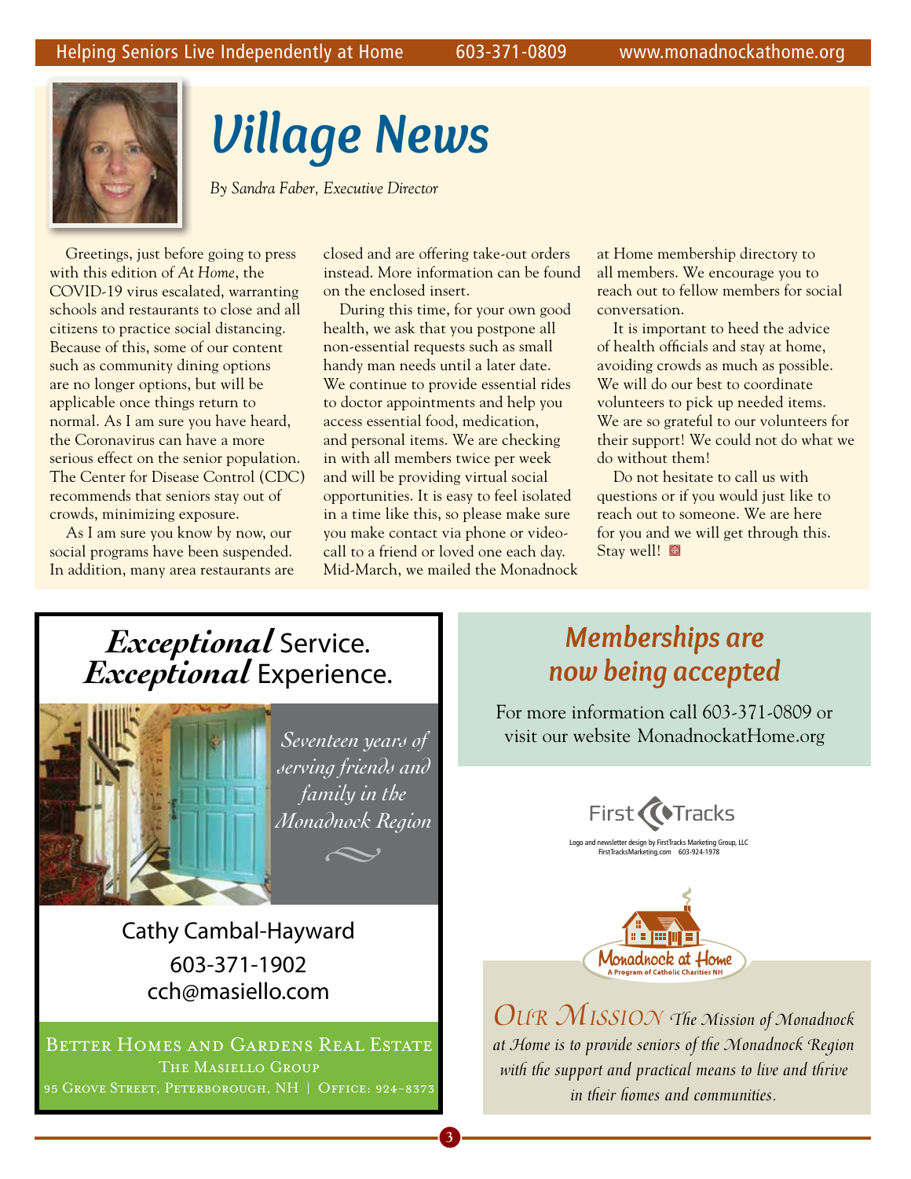# Village News

*By Sandra Faber, Executive Director*

Greetings, just before going to press with this edition of *At Home*, the COVID-19 virus escalated, warranting schools and restaurants to close and all citizens to practice social distancing. Because of this, some of our content such as community dining options are no longer options, but will be applicable once things return to normal. As I am sure you have heard, the Coronavirus can have a more serious effect on the senior population. The Center for Disease Control (CDC) recommends that seniors stay out of crowds, minimizing exposure.

As I am sure you know by now, our social programs have been suspended. In addition, many area restaurants are closed and are offering take-out orders instead. More information can be found on the enclosed insert.

During this time, for your own good health, we ask that you postpone all non-essential requests such as small handy man needs until a later date. We continue to provide essential rides to doctor appointments and help you access essential food, medication, and personal items. We are checking in with all members twice per week and will be providing virtual social opportunities. It is easy to feel isolated in a time like this, so please make sure you make contact via phone or video-call to a friend or loved one each day. Mid-March, we mailed the Monadnock at Home membership directory to all members. We encourage you to reach out to fellow members for social conversation.

It is important to heed the advice of health officials and stay at home, avoiding crowds as much as possible. We will do our best to coordinate volunteers to pick up needed items. We are so grateful to our volunteers for their support! We could not do what we do without them!

Do not hesitate to call us with questions or if you would just like to reach out to someone. We are here for you and we will get through this. Stay well!

---

***Exceptional*** **Service.**
***Exceptional*** **Experience.**

*Seventeen years of serving friends and family in the Monadnock Region*

Cathy Cambal-Hayward
603-371-1902
cch@masiello.com

BETTER HOMES AND GARDENS REAL ESTATE
THE MASIELLO GROUP
95 GROVE STREET, PETERBOROUGH, NH | OFFICE: 924-8373

---

## *Memberships are now being accepted*

For more information call 603-371-0809 or visit our website MonadnockatHome.org

First Tracks

Logo and newsletter design by FirstTracks Marketing Group, LLC
FirstTracksMarketing.com 603-924-1978

Monadnock at Home
A Program of Catholic Charities NH

*OUR MISSION The Mission of Monadnock at Home is to provide seniors of the Monadnock Region with the support and practical means to live and thrive in their homes and communities.*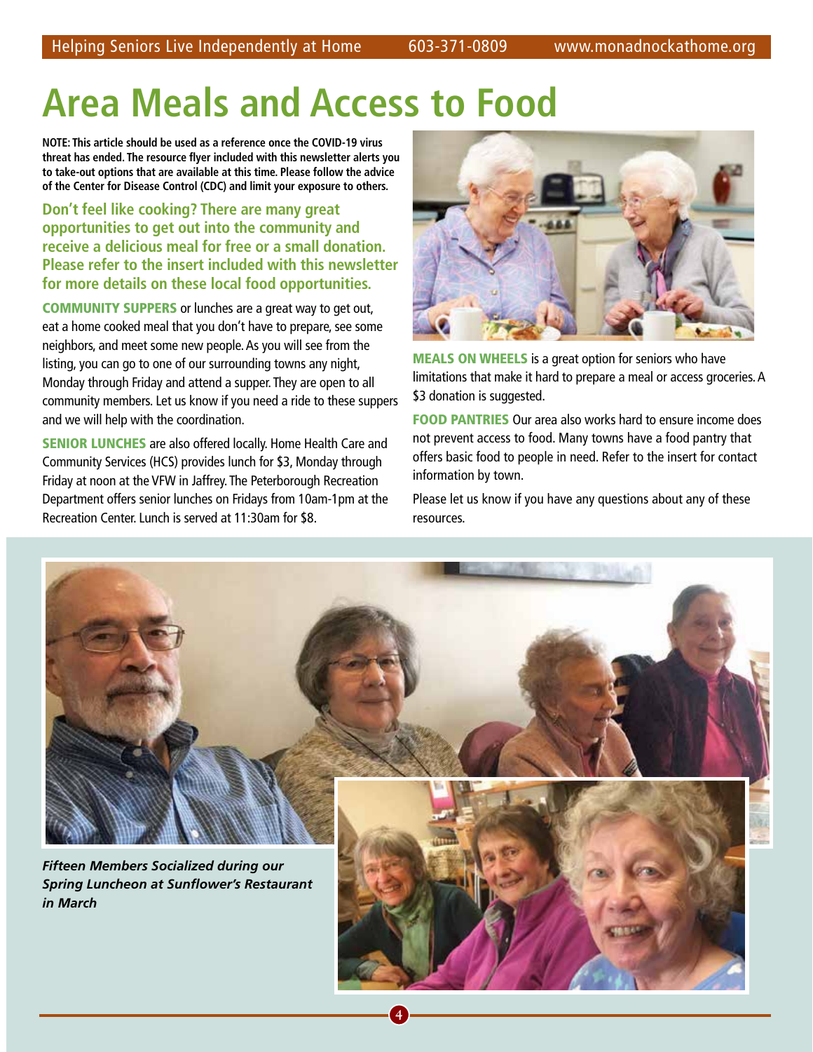# Area Meals and Access to Food

**NOTE: This article should be used as a reference once the COVID-19 virus threat has ended. The resource flyer included with this newsletter alerts you to take-out options that are available at this time. Please follow the advice of the Center for Disease Control (CDC) and limit your exposure to others.**

**Don't feel like cooking? There are many great opportunities to get out into the community and receive a delicious meal for free or a small donation. Please refer to the insert included with this newsletter for more details on these local food opportunities.**

**COMMUNITY SUPPERS** or lunches are a great way to get out, eat a home cooked meal that you don't have to prepare, see some neighbors, and meet some new people. As you will see from the listing, you can go to one of our surrounding towns any night, Monday through Friday and attend a supper. They are open to all community members. Let us know if you need a ride to these suppers and we will help with the coordination.

**SENIOR LUNCHES** are also offered locally. Home Health Care and Community Services (HCS) provides lunch for $3, Monday through Friday at noon at the VFW in Jaffrey. The Peterborough Recreation Department offers senior lunches on Fridays from 10am-1pm at the Recreation Center. Lunch is served at 11:30am for $8.

**MEALS ON WHEELS** is a great option for seniors who have limitations that make it hard to prepare a meal or access groceries. A $3 donation is suggested.

**FOOD PANTRIES** Our area also works hard to ensure income does not prevent access to food. Many towns have a food pantry that offers basic food to people in need. Refer to the insert for contact information by town.

Please let us know if you have any questions about any of these resources.

***Fifteen Members Socialized during our Spring Luncheon at Sunflower's Restaurant in March***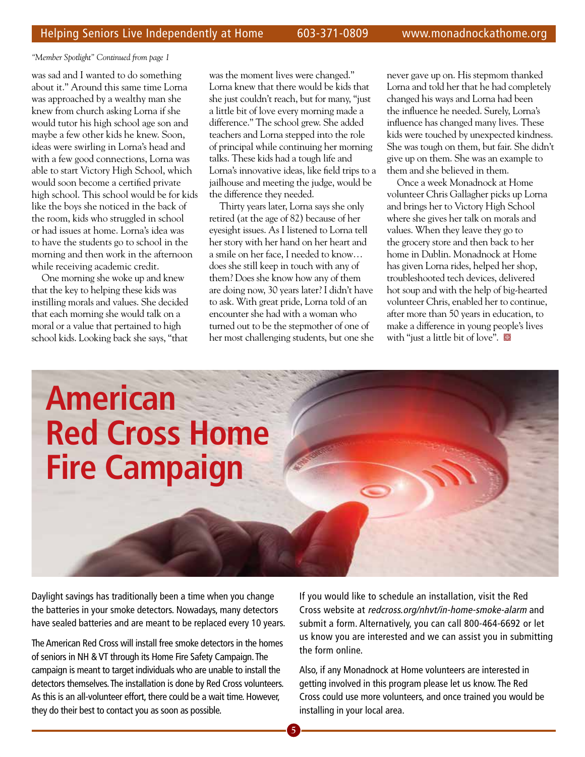*"Member Spotlight" Continued from page 1*

was sad and I wanted to do something about it." Around this same time Lorna was approached by a wealthy man she knew from church asking Lorna if she would tutor his high school age son and maybe a few other kids he knew. Soon, ideas were swirling in Lorna's head and with a few good connections, Lorna was able to start Victory High School, which would soon become a certified private high school. This school would be for kids like the boys she noticed in the back of the room, kids who struggled in school or had issues at home. Lorna's idea was to have the students go to school in the morning and then work in the afternoon while receiving academic credit.

One morning she woke up and knew that the key to helping these kids was instilling morals and values. She decided that each morning she would talk on a moral or a value that pertained to high school kids. Looking back she says, "that was the moment lives were changed." Lorna knew that there would be kids that she just couldn't reach, but for many, "just a little bit of love every morning made a difference." The school grew. She added teachers and Lorna stepped into the role of principal while continuing her morning talks. These kids had a tough life and Lorna's innovative ideas, like field trips to a jailhouse and meeting the judge, would be the difference they needed.

Thirty years later, Lorna says she only retired (at the age of 82) because of her eyesight issues. As I listened to Lorna tell her story with her hand on her heart and a smile on her face, I needed to know… does she still keep in touch with any of them? Does she know how any of them are doing now, 30 years later? I didn't have to ask. With great pride, Lorna told of an encounter she had with a woman who turned out to be the stepmother of one of her most challenging students, but one she never gave up on. His stepmom thanked Lorna and told her that he had completely changed his ways and Lorna had been the influence he needed. Surely, Lorna's influence has changed many lives. These kids were touched by unexpected kindness. She was tough on them, but fair. She didn't give up on them. She was an example to them and she believed in them.

Once a week Monadnock at Home volunteer Chris Gallagher picks up Lorna and brings her to Victory High School where she gives her talk on morals and values. When they leave they go to the grocery store and then back to her home in Dublin. Monadnock at Home has given Lorna rides, helped her shop, troubleshooted tech devices, delivered hot soup and with the help of big-hearted volunteer Chris, enabled her to continue, after more than 50 years in education, to make a difference in young people's lives with "just a little bit of love".

# American Red Cross Home Fire Campaign

Daylight savings has traditionally been a time when you change the batteries in your smoke detectors. Nowadays, many detectors have sealed batteries and are meant to be replaced every 10 years.

The American Red Cross will install free smoke detectors in the homes of seniors in NH & VT through its Home Fire Safety Campaign. The campaign is meant to target individuals who are unable to install the detectors themselves. The installation is done by Red Cross volunteers. As this is an all-volunteer effort, there could be a wait time. However, they do their best to contact you as soon as possible.

If you would like to schedule an installation, visit the Red Cross website at *redcross.org/nhvt/in-home-smoke-alarm* and submit a form. Alternatively, you can call 800-464-6692 or let us know you are interested and we can assist you in submitting the form online.

Also, if any Monadnock at Home volunteers are interested in getting involved in this program please let us know. The Red Cross could use more volunteers, and once trained you would be installing in your local area.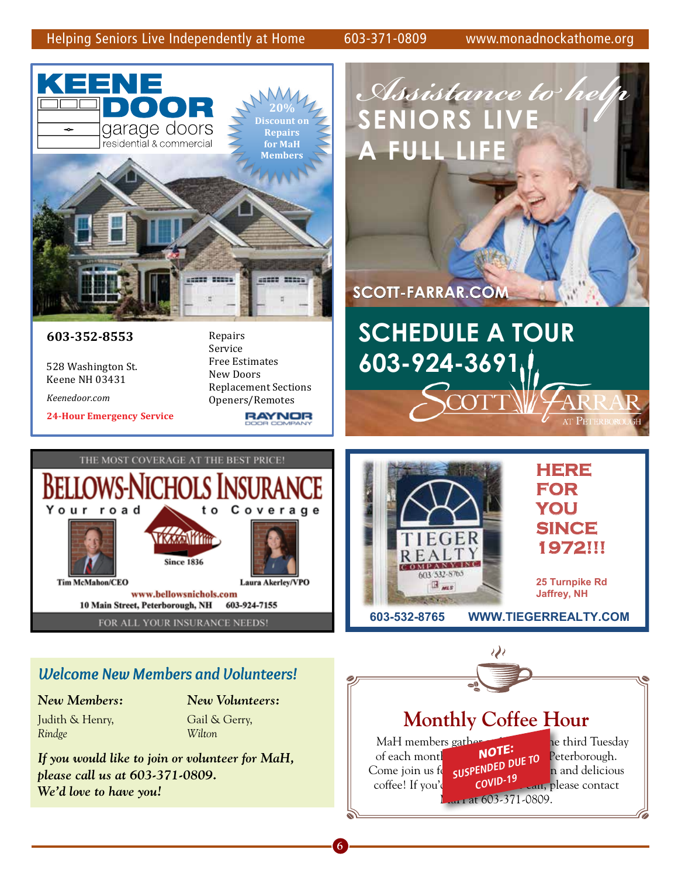**KEENE DOOR**
garage doors
residential & commercial

20% Discount on Repairs for MaH Members

**603-352-8553**

528 Washington St.
Keene NH 03431

*Keenedoor.com*

**24-Hour Emergency Service**

Repairs
Service
Free Estimates
New Doors
Replacement Sections
Openers/Remotes

RAYNOR DOOR COMPANY

*Assistance to help* SENIORS LIVE A FULL LIFE

SCOTT-FARRAR.COM

SCHEDULE A TOUR
603-924-3691

SCOTT FARRAR AT PETERBOROUGH

THE MOST COVERAGE AT THE BEST PRICE!

**BELLOWS-NICHOLS INSURANCE**

Your road to Coverage

Since 1836

Tim McMahon/CEO

Laura Akerley/VPO

www.bellowsnichols.com
10 Main Street, Peterborough, NH 603-924-7155

FOR ALL YOUR INSURANCE NEEDS!

TIEGER REALTY COMPANY, INC

HERE FOR YOU SINCE 1972!!!

25 Turnpike Rd
Jaffrey, NH

603-532-8765 WWW.TIEGERREALTY.COM

## *Welcome New Members and Volunteers!*

***New Members:***

Judith & Henry,
*Rindge*

***New Volunteers:***

Gail & Gerry,
*Wilton*

***If you would like to join or volunteer for MaH, please call us at 603-371-0809. We'd love to have you!***

## Monthly Coffee Hour

MaH members gather ... the third Tuesday of each month ... Peterborough. Come join us f... n and delicious coffee! If you'... call, please contact MaH at 603-371-0809.

**NOTE: SUSPENDED DUE TO COVID-19**